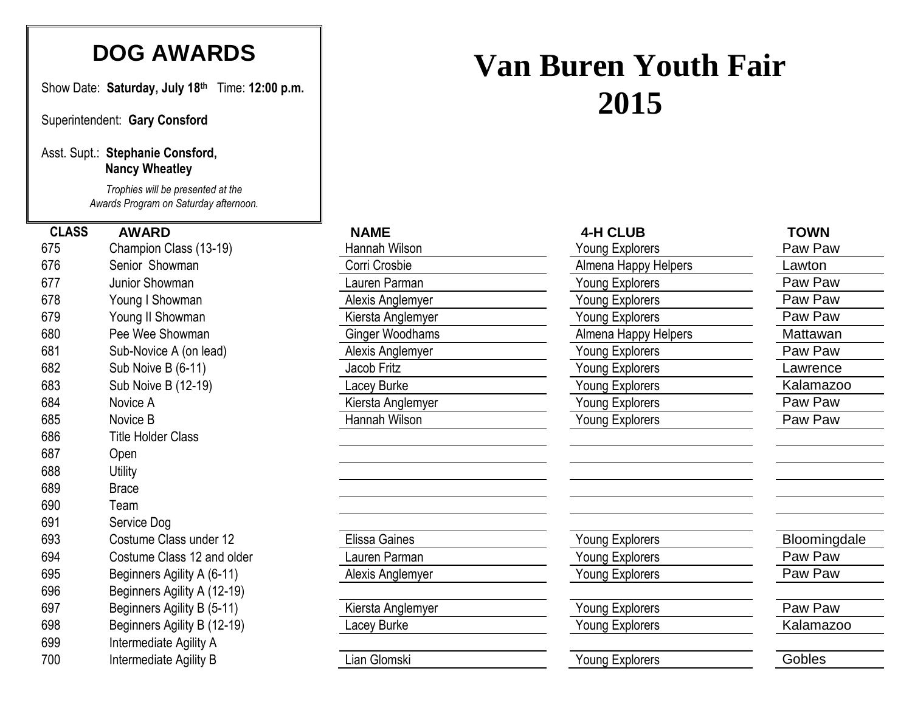# Van Buren Youth Fair 2015

## DOG AWARDS

Show Date: **Saturday, July 18th** Time: **12:00 p.m.**

Superintendent: **Gary Consford**

Asst. Supt.: **Stephanie Consford, Nancy Wheatley**

*Trophies will be presented at the Awards Program on Saturday afternoon.*

| CLASS | AWARD | NAME | 4-H CLUB | TOWN |
|---|---|---|---|---|
| 675 | Champion Class (13-19) | Hannah Wilson | Young Explorers | Paw Paw |
| 676 | Senior Showman | Corri Crosbie | Almena Happy Helpers | Lawton |
| 677 | Junior Showman | Lauren Parman | Young Explorers | Paw Paw |
| 678 | Young I Showman | Alexis Anglemyer | Young Explorers | Paw Paw |
| 679 | Young II Showman | Kiersta Anglemyer | Young Explorers | Paw Paw |
| 680 | Pee Wee Showman | Ginger Woodhams | Almena Happy Helpers | Mattawan |
| 681 | Sub-Novice A (on lead) | Alexis Anglemyer | Young Explorers | Paw Paw |
| 682 | Sub Noive B (6-11) | Jacob Fritz | Young Explorers | Lawrence |
| 683 | Sub Noive B (12-19) | Lacey Burke | Young Explorers | Kalamazoo |
| 684 | Novice A | Kiersta Anglemyer | Young Explorers | Paw Paw |
| 685 | Novice B | Hannah Wilson | Young Explorers | Paw Paw |
| 686 | Title Holder Class | | | |
| 687 | Open | | | |
| 688 | Utility | | | |
| 689 | Brace | | | |
| 690 | Team | | | |
| 691 | Service Dog | | | |
| 693 | Costume Class under 12 | Elissa Gaines | Young Explorers | Bloomingdale |
| 694 | Costume Class 12 and older | Lauren Parman | Young Explorers | Paw Paw |
| 695 | Beginners Agility A (6-11) | Alexis Anglemyer | Young Explorers | Paw Paw |
| 696 | Beginners Agility A (12-19) | | | |
| 697 | Beginners Agility B (5-11) | Kiersta Anglemyer | Young Explorers | Paw Paw |
| 698 | Beginners Agility B (12-19) | Lacey Burke | Young Explorers | Kalamazoo |
| 699 | Intermediate Agility A | | | |
| 700 | Intermediate Agility B | Lian Glomski | Young Explorers | Gobles |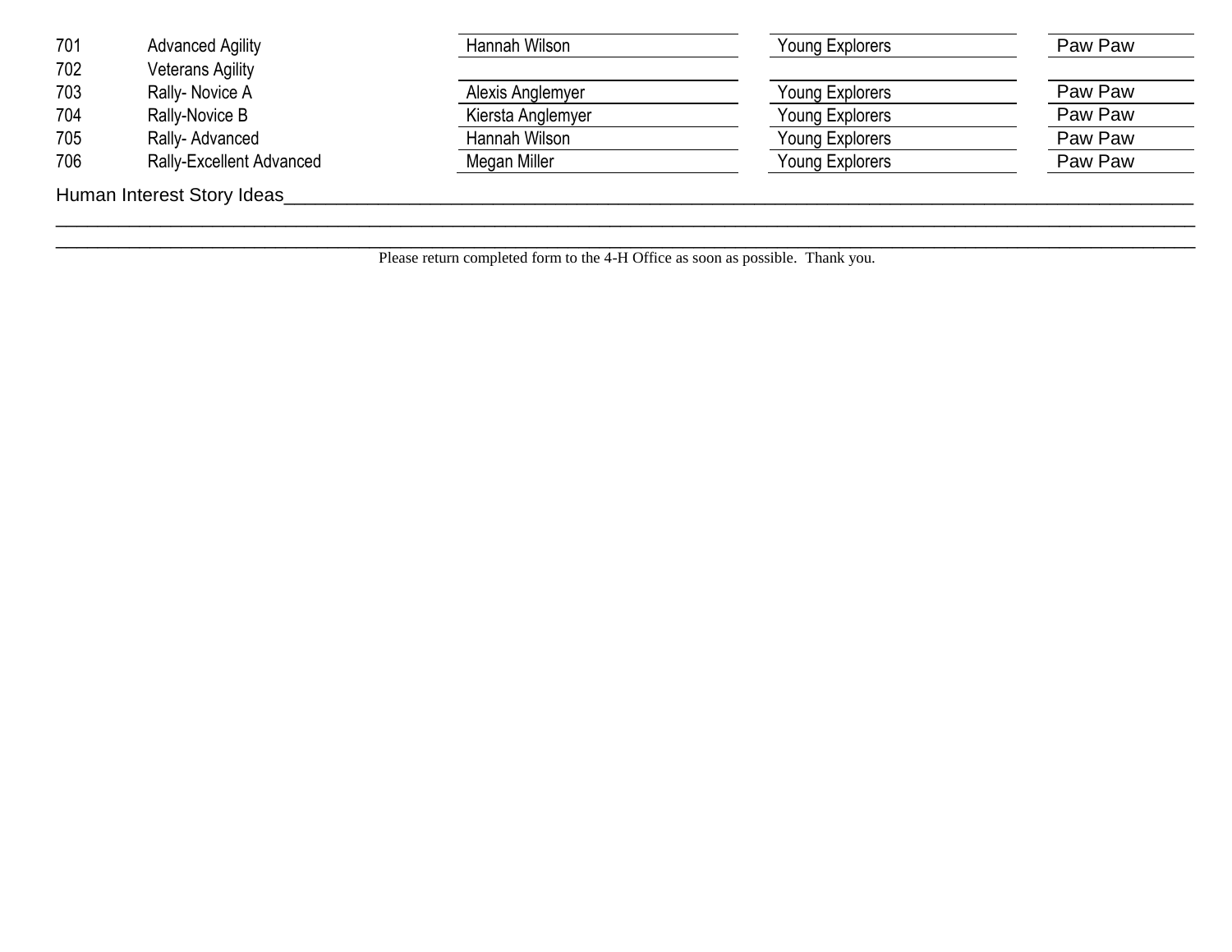| | | | | |
|---|---|---|---|---|
| 701 | Advanced Agility | Hannah Wilson | Young Explorers | Paw Paw |
| 702 | Veterans Agility | | | |
| 703 | Rally- Novice A | Alexis Anglemyer | Young Explorers | Paw Paw |
| 704 | Rally-Novice B | Kiersta Anglemyer | Young Explorers | Paw Paw |
| 705 | Rally- Advanced | Hannah Wilson | Young Explorers | Paw Paw |
| 706 | Rally-Excellent Advanced | Megan Miller | Young Explorers | Paw Paw |

Human Interest Story Ideas_______________________________________________________________________________
_______________________________________________________________________________________________________
_______________________________________________________________________________________________________

Please return completed form to the 4-H Office as soon as possible. Thank you.